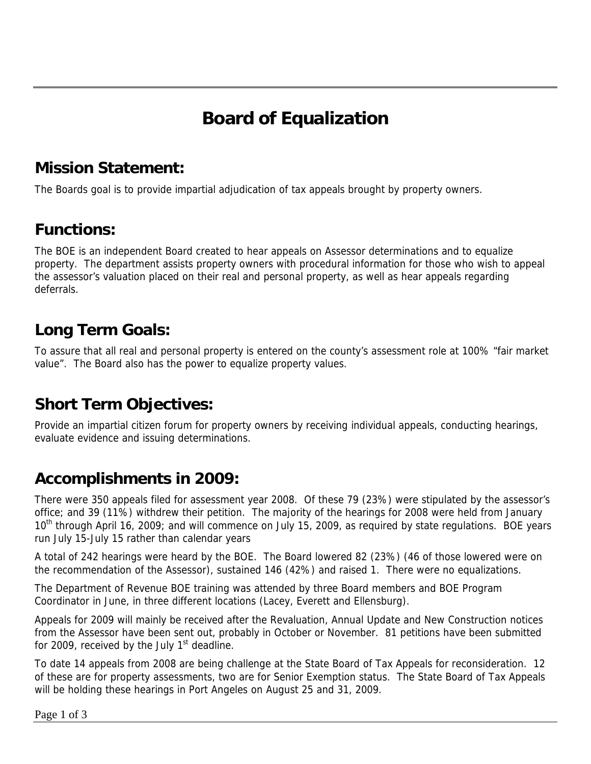# Board of Equalization

## Mission Statement:

The Boards goal is to provide impartial adjudication of tax appeals brought by property owners.

## Functions:

The BOE is an independent Board created to hear appeals on Assessor determinations and to equalize property. The department assists property owners with procedural information for those who wish to appeal the assessor's valuation placed on their real and personal property, as well as hear appeals regarding deferrals.

## Long Term Goals:

To assure that all real and personal property is entered on the county's assessment role at 100% "fair market value". The Board also has the power to equalize property values.

## Short Term Objectives:

Provide an impartial citizen forum for property owners by receiving individual appeals, conducting hearings, evaluate evidence and issuing determinations.

## Accomplishments in 2009:

There were 350 appeals filed for assessment year 2008. Of these 79 (23%) were stipulated by the assessor's office; and 39 (11%) withdrew their petition. The majority of the hearings for 2008 were held from January 10th through April 16, 2009; and will commence on July 15, 2009, as required by state regulations. BOE years run July 15-July 15 rather than calendar years

A total of 242 hearings were heard by the BOE. The Board lowered 82 (23%) (46 of those lowered were on the recommendation of the Assessor), sustained 146 (42%) and raised 1. There were no equalizations.

The Department of Revenue BOE training was attended by three Board members and BOE Program Coordinator in June, in three different locations (Lacey, Everett and Ellensburg).

Appeals for 2009 will mainly be received after the Revaluation, Annual Update and New Construction notices from the Assessor have been sent out, probably in October or November. 81 petitions have been submitted for 2009, received by the July 1st deadline.

To date 14 appeals from 2008 are being challenge at the State Board of Tax Appeals for reconsideration. 12 of these are for property assessments, two are for Senior Exemption status. The State Board of Tax Appeals will be holding these hearings in Port Angeles on August 25 and 31, 2009.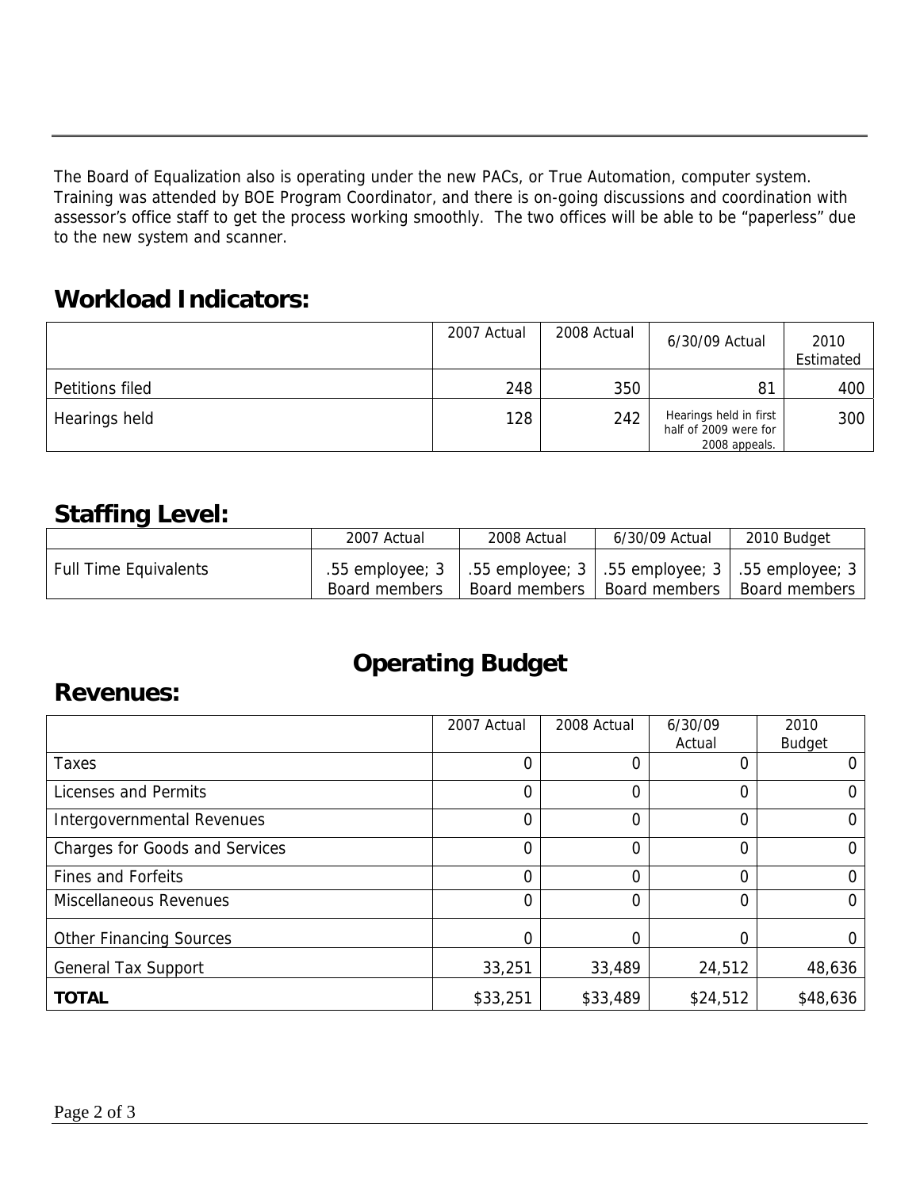The Board of Equalization also is operating under the new PACs, or True Automation, computer system. Training was attended by BOE Program Coordinator, and there is on-going discussions and coordination with assessor's office staff to get the process working smoothly. The two offices will be able to be "paperless" due to the new system and scanner.

## Workload Indicators:

| | 2007 Actual | 2008 Actual | 6/30/09 Actual | 2010 Estimated |
|---|---|---|---|---|
| Petitions filed | 248 | 350 | 81 | 400 |
| Hearings held | 128 | 242 | Hearings held in first half of 2009 were for 2008 appeals. | 300 |

## Staffing Level:

| | 2007 Actual | 2008 Actual | 6/30/09 Actual | 2010 Budget |
|---|---|---|---|---|
| Full Time Equivalents | .55 employee; 3 Board members | .55 employee; 3 Board members | .55 employee; 3 Board members | .55 employee; 3 Board members |

# Operating Budget

## Revenues:

| | 2007 Actual | 2008 Actual | 6/30/09 Actual | 2010 Budget |
|---|---|---|---|---|
| Taxes | 0 | 0 | 0 | 0 |
| Licenses and Permits | 0 | 0 | 0 | 0 |
| Intergovernmental Revenues | 0 | 0 | 0 | 0 |
| Charges for Goods and Services | 0 | 0 | 0 | 0 |
| Fines and Forfeits | 0 | 0 | 0 | 0 |
| Miscellaneous Revenues | 0 | 0 | 0 | 0 |
| Other Financing Sources | 0 | 0 | 0 | 0 |
| General Tax Support | 33,251 | 33,489 | 24,512 | 48,636 |
| **TOTAL** | $33,251 | $33,489 | $24,512 | $48,636 |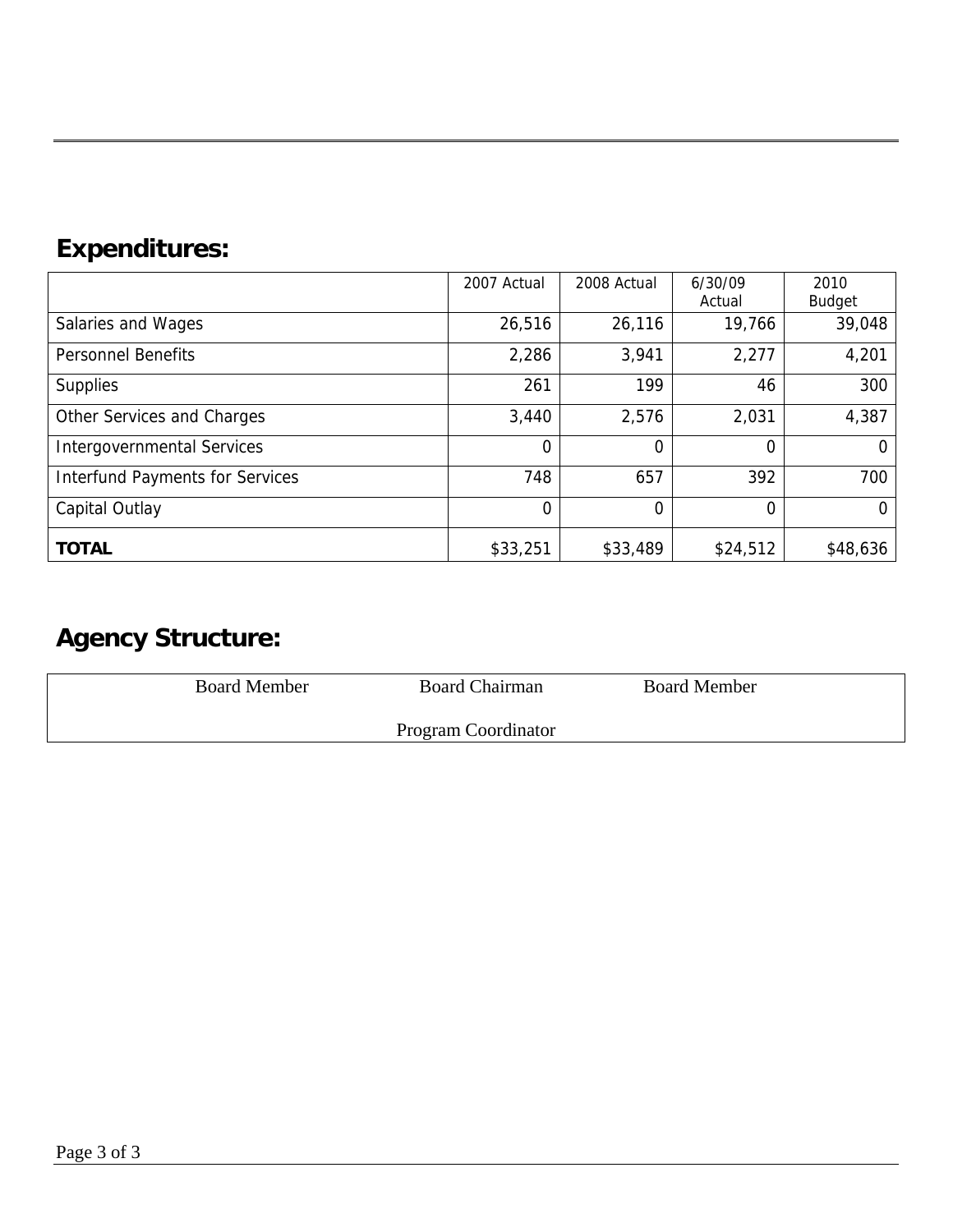## Expenditures:

| | 2007 Actual | 2008 Actual | 6/30/09 Actual | 2010 Budget |
|---|---|---|---|---|
| Salaries and Wages | 26,516 | 26,116 | 19,766 | 39,048 |
| Personnel Benefits | 2,286 | 3,941 | 2,277 | 4,201 |
| Supplies | 261 | 199 | 46 | 300 |
| Other Services and Charges | 3,440 | 2,576 | 2,031 | 4,387 |
| Intergovernmental Services | 0 | 0 | 0 | 0 |
| Interfund Payments for Services | 748 | 657 | 392 | 700 |
| Capital Outlay | 0 | 0 | 0 | 0 |
| **TOTAL** | $33,251 | $33,489 | $24,512 | $48,636 |

## Agency Structure:

Board Member    Board Chairman    Board Member

Program Coordinator